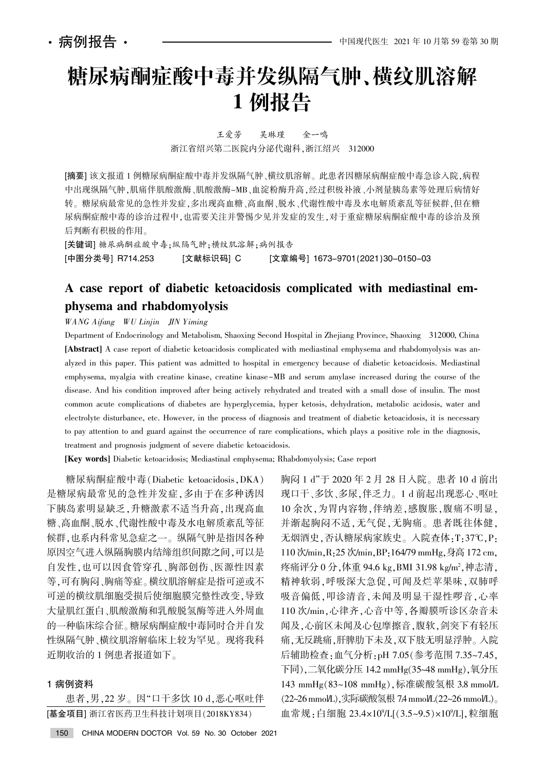·病例报告·

# 糖尿病酮症酸中毒并发纵隔气肿、横纹肌溶解1例报告

王爱芳　吴琳瑾　金一鸣

浙江省绍兴第二医院内分泌代谢科,浙江绍兴　312000

**[摘要]** 该文报道1例糖尿病酮症酸中毒并发纵隔气肿、横纹肌溶解。此患者因糖尿病酮症酸中毒急诊入院,病程中出现纵隔气肿,肌痛伴肌酸激酶、肌酸激酶-MB、血淀粉酶升高,经过积极补液、小剂量胰岛素等处理后病情好转。糖尿病最常见的急性并发症,多出现高血糖、高血酮、脱水、代谢性酸中毒及水电解质紊乱等征候群,但在糖尿病酮症酸中毒的诊治过程中,也需要关注并警惕少见并发症的发生,对于重症糖尿病酮症酸中毒的诊治及预后判断有积极的作用。

**[关键词]** 糖尿病酮症酸中毒;纵隔气肿;横纹肌溶解;病例报告

**[中图分类号]** R714.253　**[文献标识码]** C　**[文章编号]** 1673-9701(2021)30-0150-03

## A case report of diabetic ketoacidosis complicated with mediastinal emphysema and rhabdomyolysis

*WANG Aifang　WU Linjin　JIN Yiming*

Department of Endocrinology and Metabolism, Shaoxing Second Hospital in Zhejiang Province, Shaoxing　312000, China

**[Abstract]** A case report of diabetic ketoacidosis complicated with mediastinal emphysema and rhabdomyolysis was analyzed in this paper. This patient was admitted to hospital in emergency because of diabetic ketoacidosis. Mediastinal emphysema, myalgia with creatine kinase, creatine kinase-MB and serum amylase increased during the course of the disease. And his condition improved after being actively rehydrated and treated with a small dose of insulin. The most common acute complications of diabetes are hyperglycemia, hyper ketosis, dehydration, metabolic acidosis, water and electrolyte disturbance, etc. However, in the process of diagnosis and treatment of diabetic ketoacidosis, it is necessary to pay attention to and guard against the occurrence of rare complications, which plays a positive role in the diagnosis, treatment and prognosis judgment of severe diabetic ketoacidosis.

**[Key words]** Diabetic ketoacidosis; Mediastinal emphysema; Rhabdomyolysis; Case report

糖尿病酮症酸中毒(Diabetic ketoacidosis,DKA)是糖尿病最常见的急性并发症,多由于在多种诱因下胰岛素明显缺乏,升糖激素不适当升高,出现高血糖、高血酮、脱水、代谢性酸中毒及水电解质紊乱等征候群,也系内科常见急症之一。纵隔气肿是指因各种原因空气进入纵隔胸膜内结缔组织间隙之间,可以是自发性,也可以因食管穿孔、胸部创伤、医源性因素等,可有胸闷、胸痛等症。横纹肌溶解症是指可逆或不可逆的横纹肌细胞受损后使细胞膜完整性改变,导致大量肌红蛋白、肌酸激酶和乳酸脱氢酶等进入外周血的一种临床综合征。糖尿病酮症酸中毒同时合并自发性纵隔气肿、横纹肌溶解临床上较为罕见。现将我科近期收治的1例患者报道如下。

## 1 病例资料

患者,男,22岁。因"口干多饮10 d,恶心呕吐伴胸闷1 d"于2020年2月28日入院。患者10 d前出现口干、多饮、多尿,伴乏力。1 d前起出现恶心、呕吐10余次,为胃内容物,伴纳差,感腹胀,腹痛不明显,并渐起胸闷不适,无气促,无胸痛。患者既往体健,无烟酒史,否认糖尿病家族史。入院查体:T:37℃,P:110次/min,R:25次/min,BP:164/79 mmHg,身高172 cm,疼痛评分0分,体重94.6 kg,BMI 31.98 kg/m$^2$,神志清,精神软弱,呼吸深大急促,可闻及烂苹果味,双肺呼吸音偏低,叩诊清音,未闻及明显干湿性啰音,心率110次/min,心律齐,心音中等,各瓣膜听诊区杂音未闻及,心前区未闻及心包摩擦音,腹软,剑突下有轻压痛,无反跳痛,肝脾肋下未及,双下肢无明显浮肿。入院后辅助检查:血气分析:pH 7.05(参考范围7.35~7.45,下同),二氧化碳分压14.2 mmHg(35~48 mmHg),氧分压143 mmHg(83~108 mmHg),标准碳酸氢根3.8 mmol/L(22~26 mmol/L),实际碳酸氢根7.4 mmol/L(22~26 mmol/L)。血常规:白细胞23.4×10$^9$/L[(3.5~9.5)×10$^9$/L],粒细胞

**[基金项目]** 浙江省医药卫生科技计划项目(2018KY834)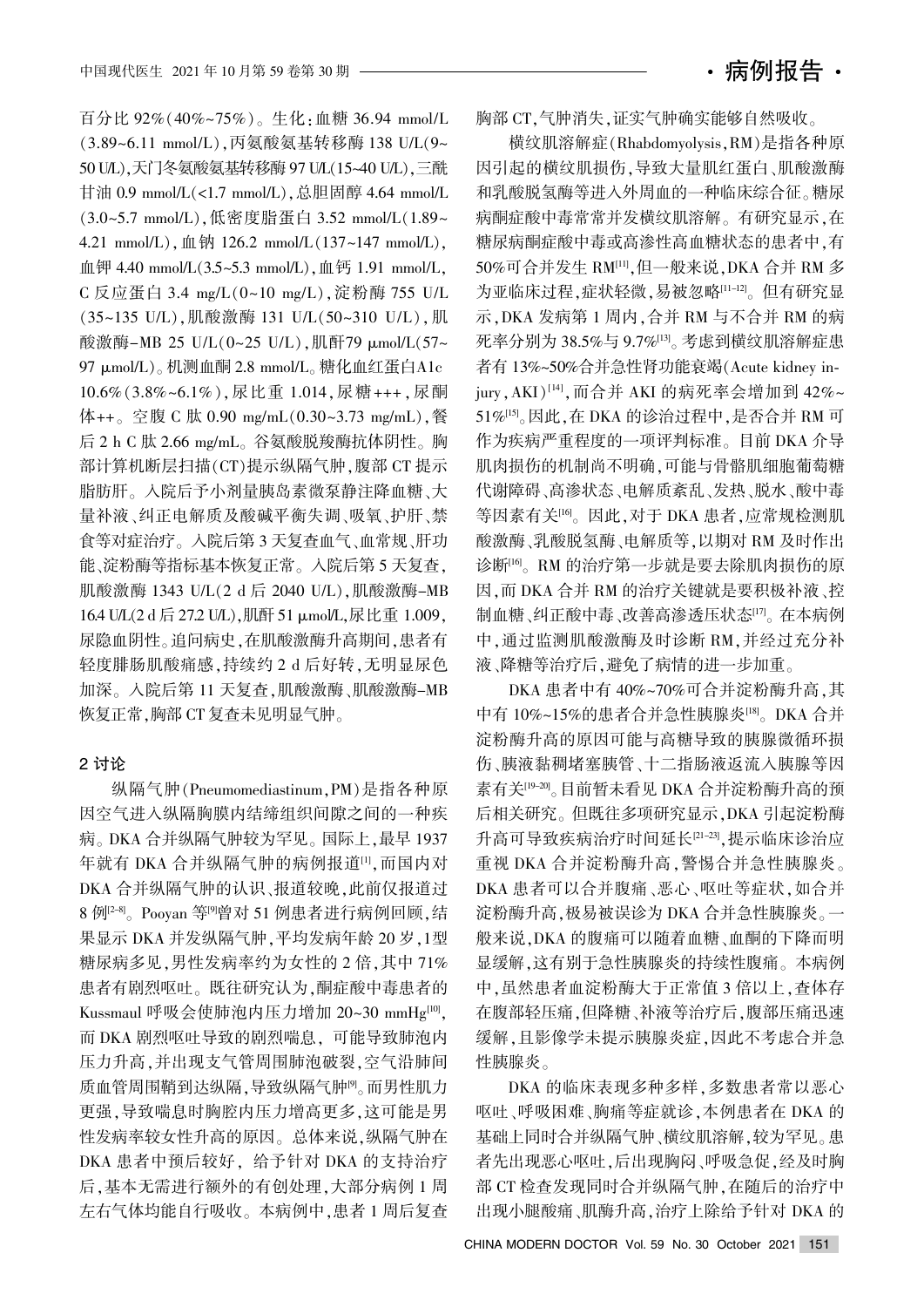百分比 92%(40%~75%)。生化:血糖 36.94 mmol/L (3.89~6.11 mmol/L),丙氨酸氨基转移酶 138 U/L(9~50 U/L),天门冬氨酸氨基转移酶 97 U/L(15~40 U/L),三酰甘油 0.9 mmol/L(<1.7 mmol/L),总胆固醇 4.64 mmol/L (3.0~5.7 mmol/L),低密度脂蛋白 3.52 mmol/L(1.89~4.21 mmol/L),血钠 126.2 mmol/L(137~147 mmol/L),血钾 4.40 mmol/L(3.5~5.3 mmol/L),血钙 1.91 mmol/L, C 反应蛋白 3.4 mg/L(0~10 mg/L),淀粉酶 755 U/L (35~135 U/L),肌酸激酶 131 U/L(50~310 U/L),肌酸激酶-MB 25 U/L(0~25 U/L),肌酐79 μmol/L(57~97 μmol/L)。机测血酮 2.8 mmol/L。糖化血红蛋白A1c 10.6%(3.8%~6.1%),尿比重 1.014,尿糖+++,尿酮体++。空腹 C 肽 0.90 mg/mL(0.30~3.73 mg/mL),餐后 2 h C 肽 2.66 mg/mL。谷氨酸脱羧酶抗体阴性。胸部计算机断层扫描(CT)提示纵隔气肿,腹部 CT 提示脂肪肝。入院后予小剂量胰岛素微泵静注降血糖、大量补液、纠正电解质及酸碱平衡失调、吸氧、护肝、禁食等对症治疗。入院后第 3 天复查血气、血常规、肝功能、淀粉酶等指标基本恢复正常。入院后第 5 天复查,肌酸激酶 1343 U/L(2 d 后 2040 U/L),肌酸激酶-MB 16.4 U/L(2 d 后 27.2 U/L),肌酐 51 μmol/L,尿比重 1.009,尿隐血阴性。追问病史,在肌酸激酶升高期间,患者有轻度腓肠肌酸痛感,持续约 2 d 后好转,无明显尿色加深。入院后第 11 天复查,肌酸激酶、肌酸激酶-MB 恢复正常,胸部 CT 复查未见明显气肿。

## 2 讨论

纵隔气肿(Pneumomediastinum,PM)是指各种原因空气进入纵隔胸膜内结缔组织间隙之间的一种疾病。DKA 合并纵隔气肿较为罕见。国际上,最早 1937 年就有 DKA 合并纵隔气肿的病例报道[1],而国内对 DKA 合并纵隔气肿的认识、报道较晚,此前仅报道过 8 例[2-8]。Pooyan 等[9]曾对 51 例患者进行病例回顾,结果显示 DKA 并发纵隔气肿,平均发病年龄 20 岁,1型糖尿病多见,男性发病率约为女性的 2 倍,其中 71% 患者有剧烈呕吐。既往研究认为,酮症酸中毒患者的 Kussmaul 呼吸会使肺泡内压力增加 20~30 mmHg[10],而 DKA 剧烈呕吐导致的剧烈喘息,可能导致肺泡内压力升高,并出现支气管周围肺泡破裂,空气沿肺间质血管周围鞘到达纵隔,导致纵隔气肿[9]。而男性肌力更强,导致喘息时胸腔内压力增高更多,这可能是男性发病率较女性升高的原因。总体来说,纵隔气肿在 DKA 患者中预后较好, 给予针对 DKA 的支持治疗后,基本无需进行额外的有创处理,大部分病例 1 周左右气体均能自行吸收。本病例中,患者 1 周后复查胸部 CT,气肿消失,证实气肿确实能够自然吸收。

横纹肌溶解症(Rhabdomyolysis,RM)是指各种原因引起的横纹肌损伤,导致大量肌红蛋白、肌酸激酶和乳酸脱氢酶等进入外周血的一种临床综合征。糖尿病酮症酸中毒常并发横纹肌溶解。有研究显示,在糖尿病酮症酸中毒或高渗性高血糖状态的患者中,有 50%可合并发生 RM[11],但一般来说,DKA 合并 RM 多为亚临床过程,症状轻微,易被忽略[11-12]。但有研究显示,DKA 发病第 1 周内,合并 RM 与不合并 RM 的病死率分别为 38.5%与 9.7%[13]。考虑到横纹肌溶解症患者有 13%~50%合并急性肾功能衰竭(Acute kidney injury,AKI)[14],而合并 AKI 的病死率会增加到 42%~51%[15]。因此,在 DKA 的诊治过程中,是否合并 RM 可作为疾病严重程度的一项评判标准。目前 DKA 介导肌肉损伤的机制尚不明确,可能与骨骼肌细胞葡萄糖代谢障碍、高渗状态、电解质紊乱、发热、脱水、酸中毒等因素有关[16]。因此,对于 DKA 患者,应常规检测肌酸激酶、乳酸脱氢酶、电解质等,以期对 RM 及时作出诊断[16]。RM 的治疗第一步就是要去除肌肉损伤的原因,而 DKA 合并 RM 的治疗关键就是要积极补液、控制血糖、纠正酸中毒、改善高渗透压状态[17]。在本病例中,通过监测肌酸激酶及时诊断 RM,并经过充分补液、降糖等治疗后,避免了病情的进一步加重。

DKA 患者中有 40%~70%可合并淀粉酶升高,其中有 10%~15%的患者合并急性胰腺炎[18]。DKA 合并淀粉酶升高的原因可能与高糖导致的胰腺微循环损伤、胰液黏稠堵塞胰管、十二指肠液返流入胰腺等因素有关[19-20]。目前暂未看见 DKA 合并淀粉酶升高的预后相关研究。但既往多项研究显示,DKA 引起淀粉酶升高可导致疾病治疗时间延长[21-23],提示临床诊治应重视 DKA 合并淀粉酶升高,警惕合并急性胰腺炎。DKA 患者可以合并腹痛、恶心、呕吐等症状,如合并淀粉酶升高,极易被误诊为 DKA 合并急性胰腺炎。一般来说,DKA 的腹痛可以随着血糖、血酮的下降而明显缓解,这有别于急性胰腺炎的持续性腹痛。本病例中,虽然患者血淀粉酶大于正常值 3 倍以上,查体存在腹部轻压痛,但降糖、补液等治疗后,腹部压痛迅速缓解,且影像学未提示胰腺炎症,因此不考虑合并急性胰腺炎。

DKA 的临床表现多种多样,多数患者常以恶心呕吐、呼吸困难、胸痛等症就诊,本例患者在 DKA 的基础上同时合并纵隔气肿、横纹肌溶解,较为罕见。患者先出现恶心呕吐,后出现胸闷、呼吸急促,经及时胸部 CT 检查发现同时合并纵隔气肿,在随后的治疗中出现小腿酸痛、肌酶升高,治疗上除给予针对 DKA 的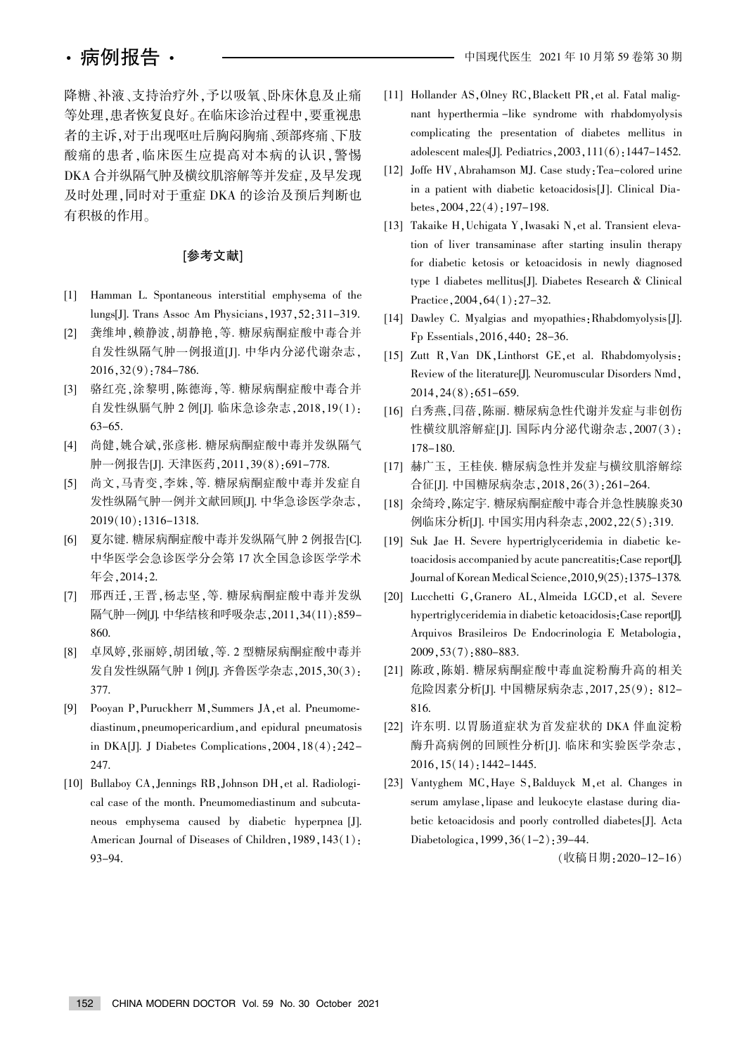降糖、补液、支持治疗外，予以吸氧、卧床休息及止痛等处理，患者恢复良好。在临床诊治过程中，要重视患者的主诉，对于出现呕吐后胸闷胸痛、颈部疼痛、下肢酸痛的患者，临床医生应提高对本病的认识，警惕DKA合并纵隔气肿及横纹肌溶解等并发症，及早发现及时处理，同时对于重症DKA的诊治及预后判断也有积极的作用。

## [参考文献]

[1] Hamman L. Spontaneous interstitial emphysema of the lungs[J]. Trans Assoc Am Physicians, 1937, 52: 311–319.

[2] 龚维坤，赖静波，胡静艳，等. 糖尿病酮症酸中毒合并自发性纵隔气肿一例报道[J]. 中华内分泌代谢杂志，2016, 32(9): 784–786.

[3] 骆红亮，涂黎明，陈德海，等. 糖尿病酮症酸中毒合并自发性纵膈气肿2例[J]. 临床急诊杂志，2018, 19(1): 63–65.

[4] 尚健，姚合斌，张彦彬. 糖尿病酮症酸中毒并发纵隔气肿一例报告[J]. 天津医药，2011, 39(8): 691–778.

[5] 尚文，马青变，李姝，等. 糖尿病酮症酸中毒并发症自发性纵隔气肿一例并文献回顾[J]. 中华急诊医学杂志，2019(10): 1316–1318.

[6] 夏尔键. 糖尿病酮症酸中毒并发纵隔气肿2例报告[C]. 中华医学会急诊医学分会第17次全国急诊医学学术年会，2014: 2.

[7] 邢西迁，王晋，杨志坚，等. 糖尿病酮症酸中毒并发纵隔气肿一例[J]. 中华结核和呼吸杂志，2011, 34(11): 859–860.

[8] 卓凤婷，张丽婷，胡团敏，等. 2型糖尿病酮症酸中毒并发自发性纵隔气肿1例[J]. 齐鲁医学杂志，2015, 30(3): 377.

[9] Pooyan P, Puruckherr M, Summers JA, et al. Pneumomediastinum, pneumopericardium, and epidural pneumatosis in DKA[J]. J Diabetes Complications, 2004, 18(4): 242–247.

[10] Bullaboy CA, Jennings RB, Johnson DH, et al. Radiological case of the month. Pneumomediastinum and subcutaneous emphysema caused by diabetic hyperpnea [J]. American Journal of Diseases of Children, 1989, 143(1): 93–94.

[11] Hollander AS, Olney RC, Blackett PR, et al. Fatal malignant hyperthermia-like syndrome with rhabdomyolysis complicating the presentation of diabetes mellitus in adolescent males[J]. Pediatrics, 2003, 111(6): 1447–1452.

[12] Joffe HV, Abrahamson MJ. Case study: Tea-colored urine in a patient with diabetic ketoacidosis[J]. Clinical Diabetes, 2004, 22(4): 197–198.

[13] Takaike H, Uchigata Y, Iwasaki N, et al. Transient elevation of liver transaminase after starting insulin therapy for diabetic ketosis or ketoacidosis in newly diagnosed type 1 diabetes mellitus[J]. Diabetes Research & Clinical Practice, 2004, 64(1): 27–32.

[14] Dawley C. Myalgias and myopathies: Rhabdomyolysis[J]. Fp Essentials, 2016, 440: 28–36.

[15] Zutt R, Van DK, Linthorst GE, et al. Rhabdomyolysis: Review of the literature[J]. Neuromuscular Disorders Nmd, 2014, 24(8): 651–659.

[16] 白秀燕，闫蓓，陈丽. 糖尿病急性代谢并发症与非创伤性横纹肌溶解症[J]. 国际内分泌代谢杂志，2007(3): 178–180.

[17] 赫广玉，王桂侠. 糖尿病急性并发症与横纹肌溶解综合征[J]. 中国糖尿病杂志，2018, 26(3): 261–264.

[18] 余绮玲，陈定宇. 糖尿病酮症酸中毒合并急性胰腺炎30例临床分析[J]. 中国实用内科杂志，2002, 22(5): 319.

[19] Suk Jae H. Severe hypertriglyceridemia in diabetic ketoacidosis accompanied by acute pancreatitis: Case report[J]. Journal of Korean Medical Science, 2010, 9(25): 1375–1378.

[20] Lucchetti G, Granero AL, Almeida LGCD, et al. Severe hypertriglyceridemia in diabetic ketoacidosis: Case report[J]. Arquivos Brasileiros De Endocrinologia E Metabologia, 2009, 53(7): 880–883.

[21] 陈政，陈娟. 糖尿病酮症酸中毒血淀粉酶升高的相关危险因素分析[J]. 中国糖尿病杂志，2017, 25(9): 812–816.

[22] 许东明. 以胃肠道症状为首发症状的DKA伴血淀粉酶升高病例的回顾性分析[J]. 临床和实验医学杂志，2016, 15(14): 1442–1445.

[23] Vantyghem MC, Haye S, Balduyck M, et al. Changes in serum amylase, lipase and leukocyte elastase during diabetic ketoacidosis and poorly controlled diabetes[J]. Acta Diabetologica, 1999, 36(1–2): 39–44.

（收稿日期：2020–12–16）